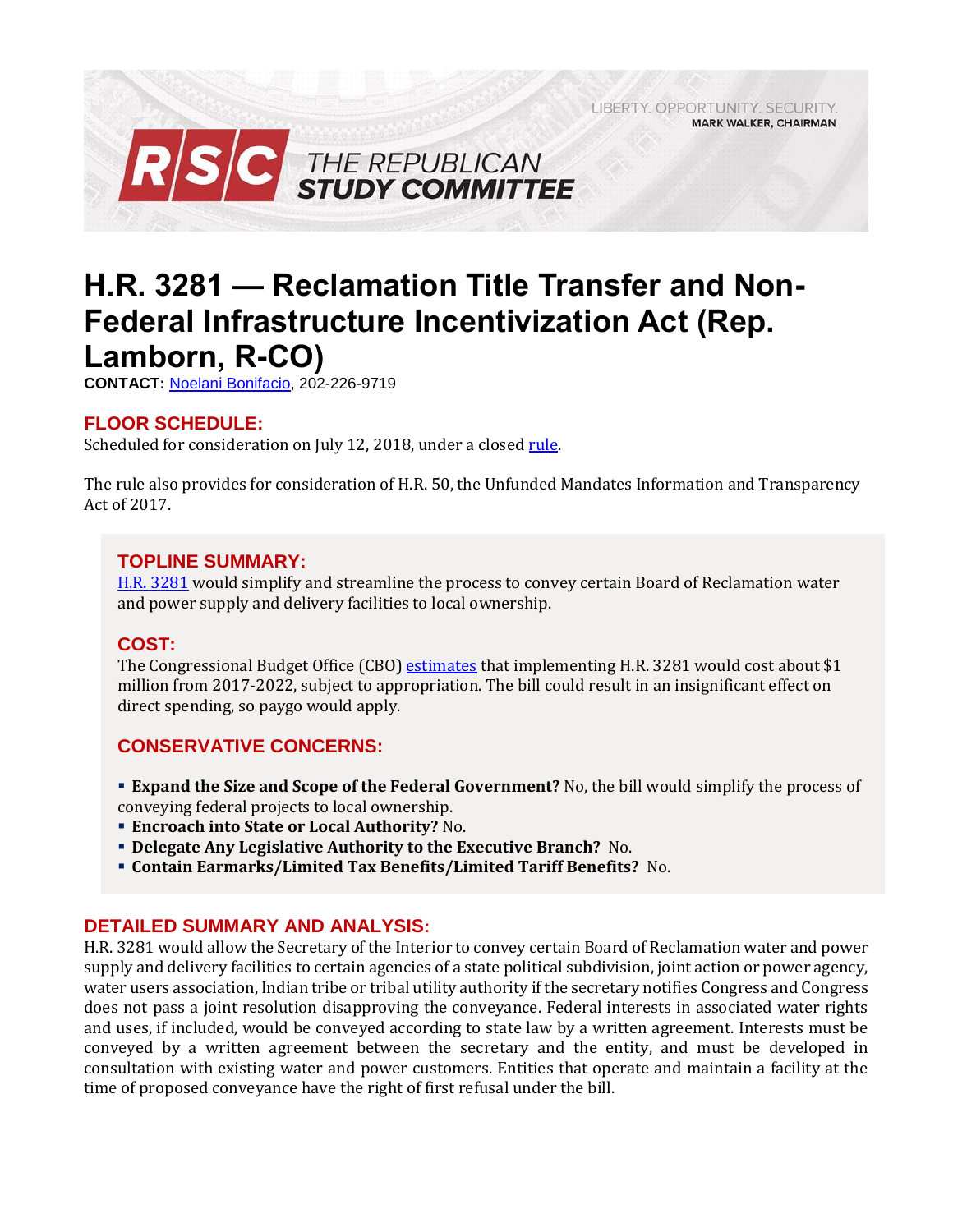LIBERTY. OPPORTUNITY. SECURITY.
MARK WALKER, CHAIRMAN

RSC THE REPUBLICAN STUDY COMMITTEE

# H.R. 3281 — Reclamation Title Transfer and Non-Federal Infrastructure Incentivization Act (Rep. Lamborn, R-CO)

**CONTACT:** Noelani Bonifacio, 202-226-9719

## FLOOR SCHEDULE:

Scheduled for consideration on July 12, 2018, under a closed rule.

The rule also provides for consideration of H.R. 50, the Unfunded Mandates Information and Transparency Act of 2017.

## TOPLINE SUMMARY:

H.R. 3281 would simplify and streamline the process to convey certain Board of Reclamation water and power supply and delivery facilities to local ownership.

## COST:

The Congressional Budget Office (CBO) estimates that implementing H.R. 3281 would cost about $1 million from 2017-2022, subject to appropriation. The bill could result in an insignificant effect on direct spending, so paygo would apply.

## CONSERVATIVE CONCERNS:

- **Expand the Size and Scope of the Federal Government?** No, the bill would simplify the process of conveying federal projects to local ownership.
- **Encroach into State or Local Authority?** No.
- **Delegate Any Legislative Authority to the Executive Branch?** No.
- **Contain Earmarks/Limited Tax Benefits/Limited Tariff Benefits?** No.

## DETAILED SUMMARY AND ANALYSIS:

H.R. 3281 would allow the Secretary of the Interior to convey certain Board of Reclamation water and power supply and delivery facilities to certain agencies of a state political subdivision, joint action or power agency, water users association, Indian tribe or tribal utility authority if the secretary notifies Congress and Congress does not pass a joint resolution disapproving the conveyance. Federal interests in associated water rights and uses, if included, would be conveyed according to state law by a written agreement. Interests must be conveyed by a written agreement between the secretary and the entity, and must be developed in consultation with existing water and power customers. Entities that operate and maintain a facility at the time of proposed conveyance have the right of first refusal under the bill.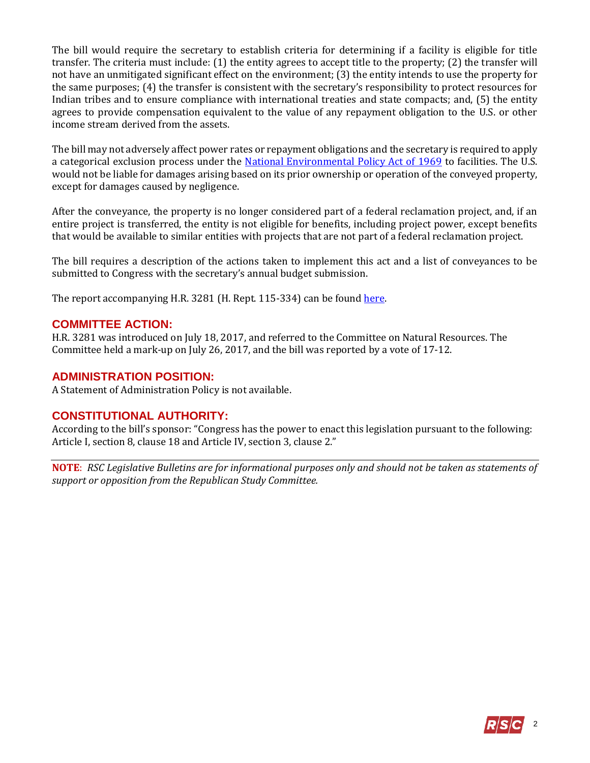The bill would require the secretary to establish criteria for determining if a facility is eligible for title transfer. The criteria must include: (1) the entity agrees to accept title to the property; (2) the transfer will not have an unmitigated significant effect on the environment; (3) the entity intends to use the property for the same purposes; (4) the transfer is consistent with the secretary's responsibility to protect resources for Indian tribes and to ensure compliance with international treaties and state compacts; and, (5) the entity agrees to provide compensation equivalent to the value of any repayment obligation to the U.S. or other income stream derived from the assets.

The bill may not adversely affect power rates or repayment obligations and the secretary is required to apply a categorical exclusion process under the [National Environmental Policy Act of 1969] to facilities. The U.S. would not be liable for damages arising based on its prior ownership or operation of the conveyed property, except for damages caused by negligence.

After the conveyance, the property is no longer considered part of a federal reclamation project, and, if an entire project is transferred, the entity is not eligible for benefits, including project power, except benefits that would be available to similar entities with projects that are not part of a federal reclamation project.

The bill requires a description of the actions taken to implement this act and a list of conveyances to be submitted to Congress with the secretary's annual budget submission.

The report accompanying H.R. 3281 (H. Rept. 115-334) can be found [here].

## COMMITTEE ACTION:

H.R. 3281 was introduced on July 18, 2017, and referred to the Committee on Natural Resources. The Committee held a mark-up on July 26, 2017, and the bill was reported by a vote of 17-12.

## ADMINISTRATION POSITION:

A Statement of Administration Policy is not available.

## CONSTITUTIONAL AUTHORITY:

According to the bill's sponsor: "Congress has the power to enact this legislation pursuant to the following: Article I, section 8, clause 18 and Article IV, section 3, clause 2."

---

**NOTE**: *RSC Legislative Bulletins are for informational purposes only and should not be taken as statements of support or opposition from the Republican Study Committee.*